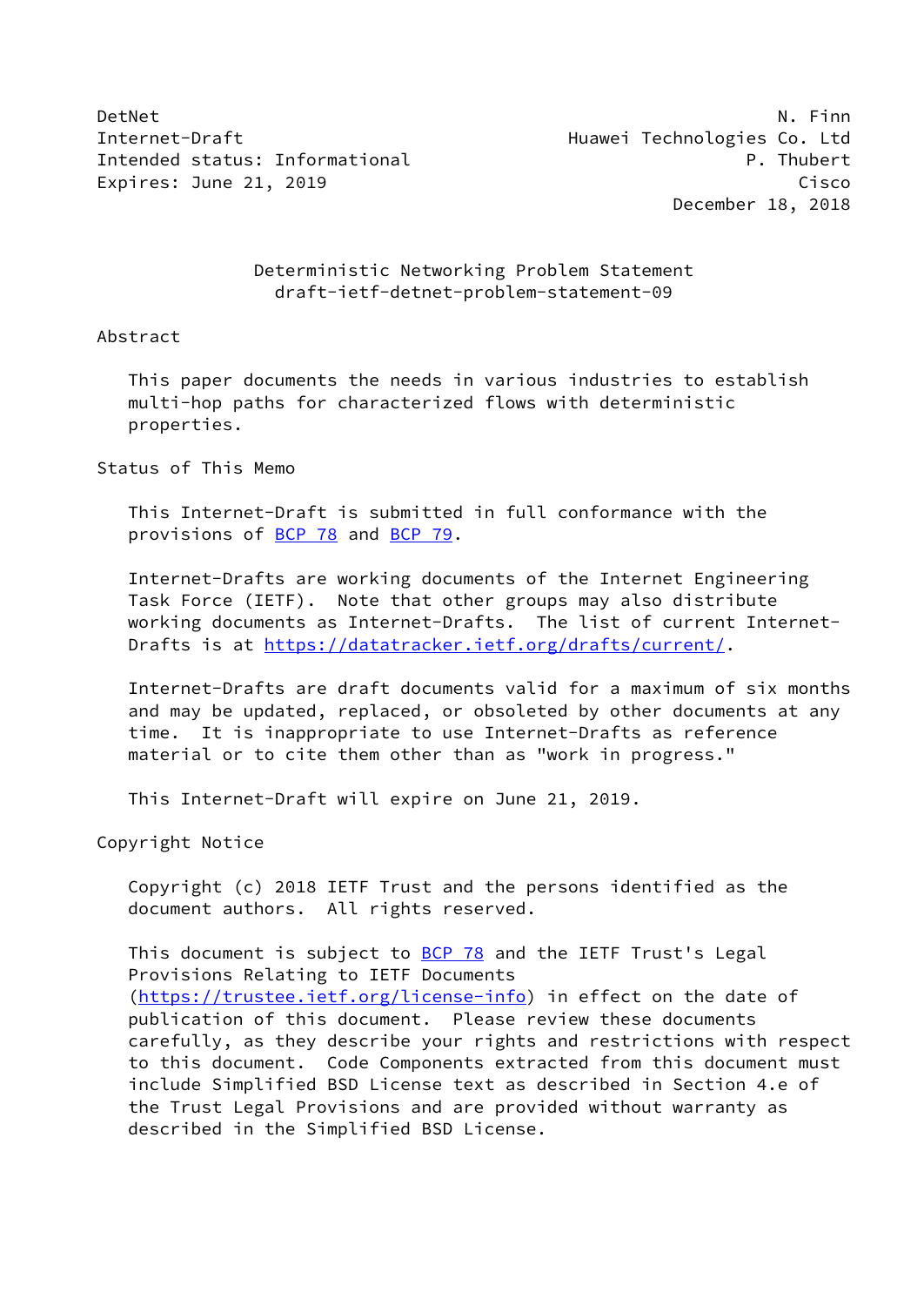DetNet N. Finn
Internet-Draft Huawei Technologies Co. Ltd
Intended status: Informational P. Thubert
Expires: June 21, 2019 Cisco
December 18, 2018

# Deterministic Networking Problem Statement
## draft-ietf-detnet-problem-statement-09

## Abstract

This paper documents the needs in various industries to establish multi-hop paths for characterized flows with deterministic properties.

## Status of This Memo

This Internet-Draft is submitted in full conformance with the provisions of BCP 78 and BCP 79.

Internet-Drafts are working documents of the Internet Engineering Task Force (IETF). Note that other groups may also distribute working documents as Internet-Drafts. The list of current Internet-Drafts is at https://datatracker.ietf.org/drafts/current/.

Internet-Drafts are draft documents valid for a maximum of six months and may be updated, replaced, or obsoleted by other documents at any time. It is inappropriate to use Internet-Drafts as reference material or to cite them other than as "work in progress."

This Internet-Draft will expire on June 21, 2019.

## Copyright Notice

Copyright (c) 2018 IETF Trust and the persons identified as the document authors. All rights reserved.

This document is subject to BCP 78 and the IETF Trust's Legal Provisions Relating to IETF Documents (https://trustee.ietf.org/license-info) in effect on the date of publication of this document. Please review these documents carefully, as they describe your rights and restrictions with respect to this document. Code Components extracted from this document must include Simplified BSD License text as described in Section 4.e of the Trust Legal Provisions and are provided without warranty as described in the Simplified BSD License.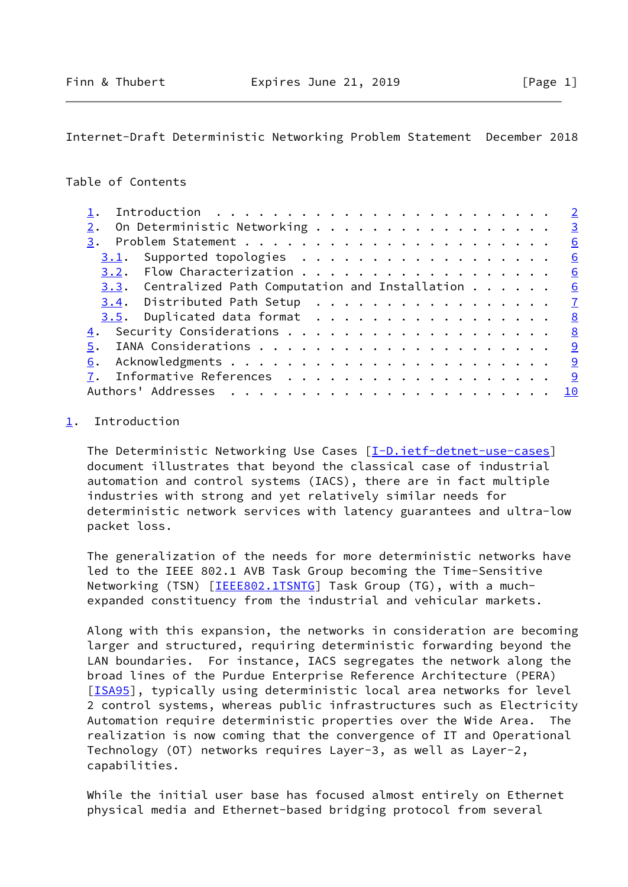Table of Contents

1. Introduction . . . . . . . . . . . . . . . . . . . . . . . . 2
2. On Deterministic Networking . . . . . . . . . . . . . . . . . 3
3. Problem Statement . . . . . . . . . . . . . . . . . . . . . . 6
   3.1. Supported topologies . . . . . . . . . . . . . . . . . . 6
   3.2. Flow Characterization . . . . . . . . . . . . . . . . . . 6
   3.3. Centralized Path Computation and Installation . . . . . . 6
   3.4. Distributed Path Setup . . . . . . . . . . . . . . . . . 7
   3.5. Duplicated data format . . . . . . . . . . . . . . . . . 8
4. Security Considerations . . . . . . . . . . . . . . . . . . . 8
5. IANA Considerations . . . . . . . . . . . . . . . . . . . . . 9
6. Acknowledgments . . . . . . . . . . . . . . . . . . . . . . . 9
7. Informative References . . . . . . . . . . . . . . . . . . . 9
Authors' Addresses . . . . . . . . . . . . . . . . . . . . . . . 10

# 1. Introduction

The Deterministic Networking Use Cases [I-D.ietf-detnet-use-cases] document illustrates that beyond the classical case of industrial automation and control systems (IACS), there are in fact multiple industries with strong and yet relatively similar needs for deterministic network services with latency guarantees and ultra-low packet loss.

The generalization of the needs for more deterministic networks have led to the IEEE 802.1 AVB Task Group becoming the Time-Sensitive Networking (TSN) [IEEE802.1TSNTG] Task Group (TG), with a much-expanded constituency from the industrial and vehicular markets.

Along with this expansion, the networks in consideration are becoming larger and structured, requiring deterministic forwarding beyond the LAN boundaries. For instance, IACS segregates the network along the broad lines of the Purdue Enterprise Reference Architecture (PERA) [ISA95], typically using deterministic local area networks for level 2 control systems, whereas public infrastructures such as Electricity Automation require deterministic properties over the Wide Area. The realization is now coming that the convergence of IT and Operational Technology (OT) networks requires Layer-3, as well as Layer-2, capabilities.

While the initial user base has focused almost entirely on Ethernet physical media and Ethernet-based bridging protocol from several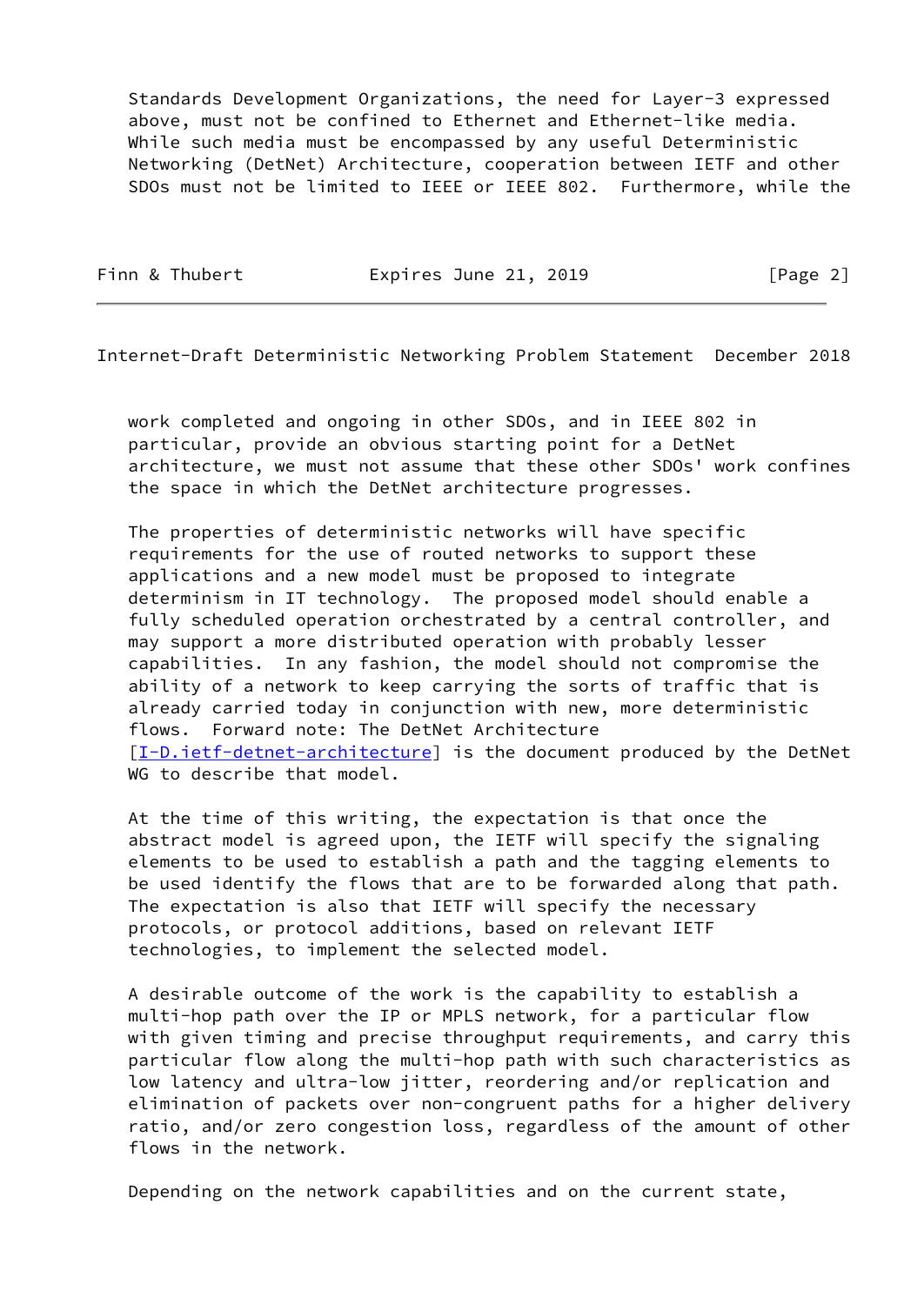Standards Development Organizations, the need for Layer-3 expressed above, must not be confined to Ethernet and Ethernet-like media. While such media must be encompassed by any useful Deterministic Networking (DetNet) Architecture, cooperation between IETF and other SDOs must not be limited to IEEE or IEEE 802. Furthermore, while the work completed and ongoing in other SDOs, and in IEEE 802 in particular, provide an obvious starting point for a DetNet architecture, we must not assume that these other SDOs' work confines the space in which the DetNet architecture progresses.

The properties of deterministic networks will have specific requirements for the use of routed networks to support these applications and a new model must be proposed to integrate determinism in IT technology. The proposed model should enable a fully scheduled operation orchestrated by a central controller, and may support a more distributed operation with probably lesser capabilities. In any fashion, the model should not compromise the ability of a network to keep carrying the sorts of traffic that is already carried today in conjunction with new, more deterministic flows. Forward note: The DetNet Architecture [I-D.ietf-detnet-architecture] is the document produced by the DetNet WG to describe that model.

At the time of this writing, the expectation is that once the abstract model is agreed upon, the IETF will specify the signaling elements to be used to establish a path and the tagging elements to be used identify the flows that are to be forwarded along that path. The expectation is also that IETF will specify the necessary protocols, or protocol additions, based on relevant IETF technologies, to implement the selected model.

A desirable outcome of the work is the capability to establish a multi-hop path over the IP or MPLS network, for a particular flow with given timing and precise throughput requirements, and carry this particular flow along the multi-hop path with such characteristics as low latency and ultra-low jitter, reordering and/or replication and elimination of packets over non-congruent paths for a higher delivery ratio, and/or zero congestion loss, regardless of the amount of other flows in the network.

Depending on the network capabilities and on the current state,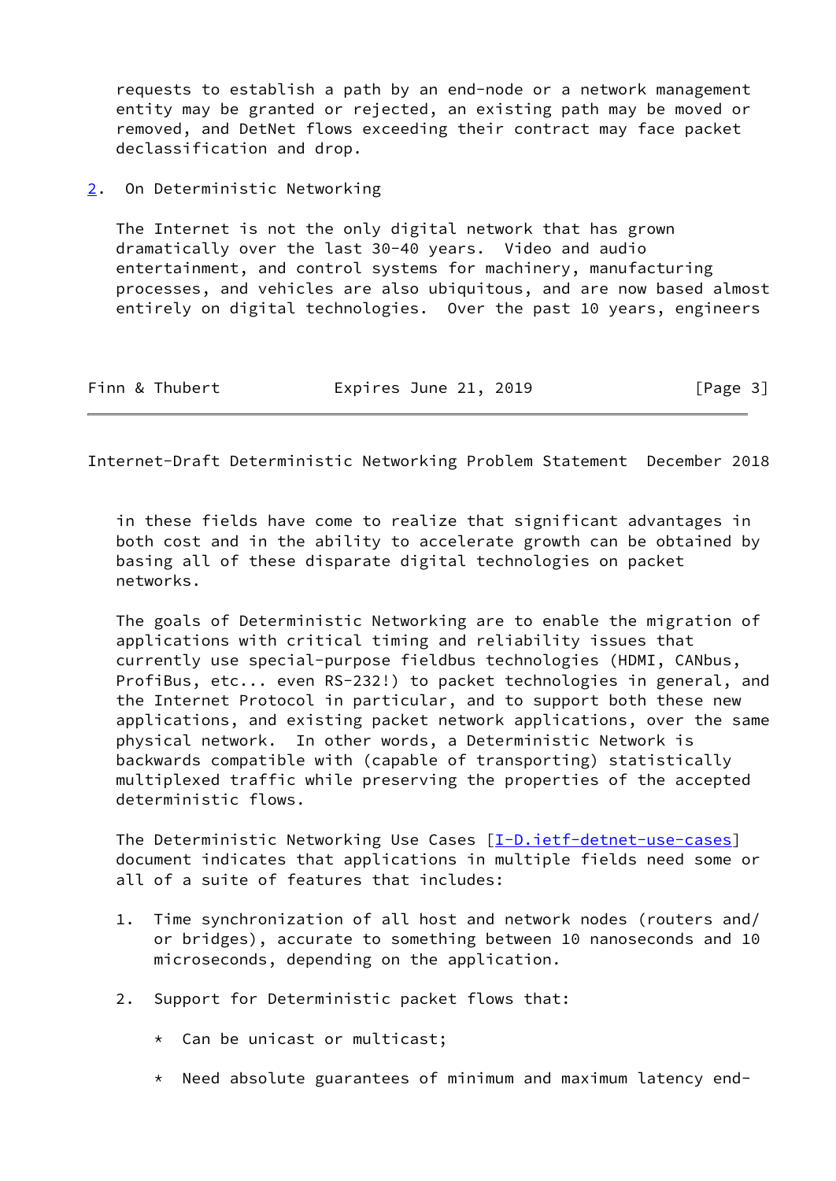requests to establish a path by an end-node or a network management entity may be granted or rejected, an existing path may be moved or removed, and DetNet flows exceeding their contract may face packet declassification and drop.

## 2. On Deterministic Networking

The Internet is not the only digital network that has grown dramatically over the last 30-40 years. Video and audio entertainment, and control systems for machinery, manufacturing processes, and vehicles are also ubiquitous, and are now based almost entirely on digital technologies. Over the past 10 years, engineers in these fields have come to realize that significant advantages in both cost and in the ability to accelerate growth can be obtained by basing all of these disparate digital technologies on packet networks.

The goals of Deterministic Networking are to enable the migration of applications with critical timing and reliability issues that currently use special-purpose fieldbus technologies (HDMI, CANbus, ProfiBus, etc... even RS-232!) to packet technologies in general, and the Internet Protocol in particular, and to support both these new applications, and existing packet network applications, over the same physical network. In other words, a Deterministic Network is backwards compatible with (capable of transporting) statistically multiplexed traffic while preserving the properties of the accepted deterministic flows.

The Deterministic Networking Use Cases [I-D.ietf-detnet-use-cases] document indicates that applications in multiple fields need some or all of a suite of features that includes:

1. Time synchronization of all host and network nodes (routers and/or bridges), accurate to something between 10 nanoseconds and 10 microseconds, depending on the application.

2. Support for Deterministic packet flows that:

   * Can be unicast or multicast;

   * Need absolute guarantees of minimum and maximum latency end-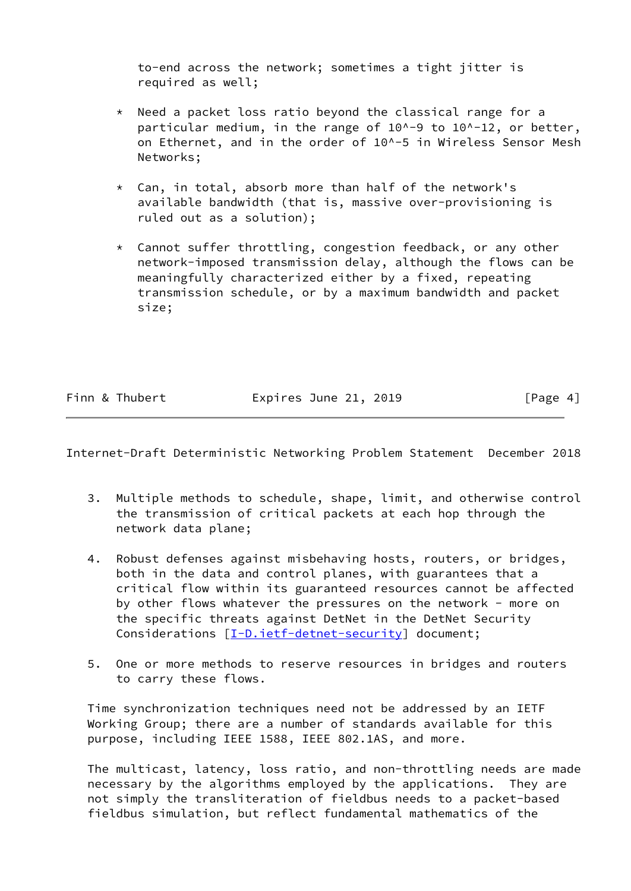to-end across the network; sometimes a tight jitter is required as well;

* Need a packet loss ratio beyond the classical range for a particular medium, in the range of $10^{-9}$ to $10^{-12}$, or better, on Ethernet, and in the order of $10^{-5}$ in Wireless Sensor Mesh Networks;

* Can, in total, absorb more than half of the network's available bandwidth (that is, massive over-provisioning is ruled out as a solution);

* Cannot suffer throttling, congestion feedback, or any other network-imposed transmission delay, although the flows can be meaningfully characterized either by a fixed, repeating transmission schedule, or by a maximum bandwidth and packet size;

3. Multiple methods to schedule, shape, limit, and otherwise control the transmission of critical packets at each hop through the network data plane;

4. Robust defenses against misbehaving hosts, routers, or bridges, both in the data and control planes, with guarantees that a critical flow within its guaranteed resources cannot be affected by other flows whatever the pressures on the network - more on the specific threats against DetNet in the DetNet Security Considerations [I-D.ietf-detnet-security] document;

5. One or more methods to reserve resources in bridges and routers to carry these flows.

Time synchronization techniques need not be addressed by an IETF Working Group; there are a number of standards available for this purpose, including IEEE 1588, IEEE 802.1AS, and more.

The multicast, latency, loss ratio, and non-throttling needs are made necessary by the algorithms employed by the applications. They are not simply the transliteration of fieldbus needs to a packet-based fieldbus simulation, but reflect fundamental mathematics of the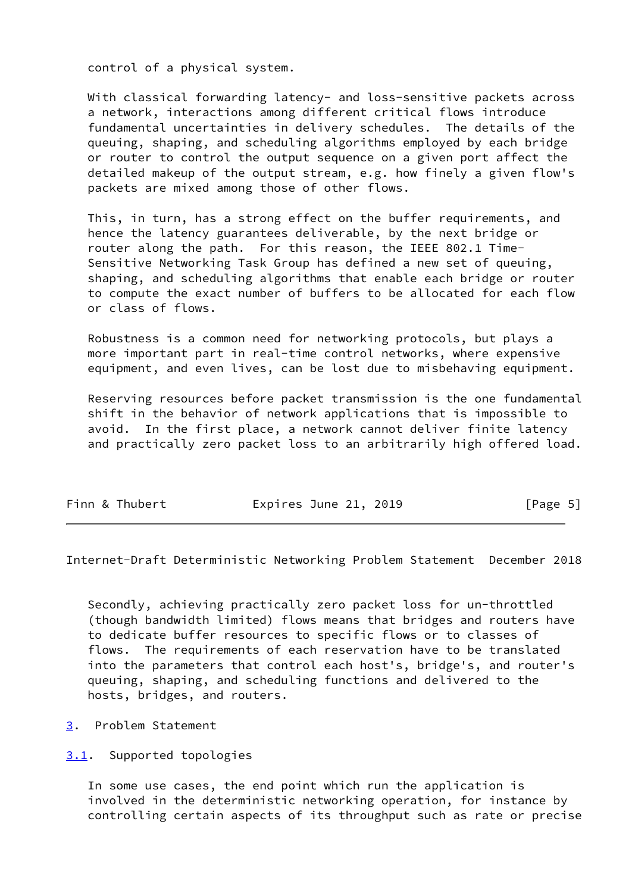control of a physical system.

With classical forwarding latency- and loss-sensitive packets across a network, interactions among different critical flows introduce fundamental uncertainties in delivery schedules. The details of the queuing, shaping, and scheduling algorithms employed by each bridge or router to control the output sequence on a given port affect the detailed makeup of the output stream, e.g. how finely a given flow's packets are mixed among those of other flows.

This, in turn, has a strong effect on the buffer requirements, and hence the latency guarantees deliverable, by the next bridge or router along the path. For this reason, the IEEE 802.1 Time-Sensitive Networking Task Group has defined a new set of queuing, shaping, and scheduling algorithms that enable each bridge or router to compute the exact number of buffers to be allocated for each flow or class of flows.

Robustness is a common need for networking protocols, but plays a more important part in real-time control networks, where expensive equipment, and even lives, can be lost due to misbehaving equipment.

Reserving resources before packet transmission is the one fundamental shift in the behavior of network applications that is impossible to avoid. In the first place, a network cannot deliver finite latency and practically zero packet loss to an arbitrarily high offered load.

Secondly, achieving practically zero packet loss for un-throttled (though bandwidth limited) flows means that bridges and routers have to dedicate buffer resources to specific flows or to classes of flows. The requirements of each reservation have to be translated into the parameters that control each host's, bridge's, and router's queuing, shaping, and scheduling functions and delivered to the hosts, bridges, and routers.

## 3. Problem Statement

### 3.1. Supported topologies

In some use cases, the end point which run the application is involved in the deterministic networking operation, for instance by controlling certain aspects of its throughput such as rate or precise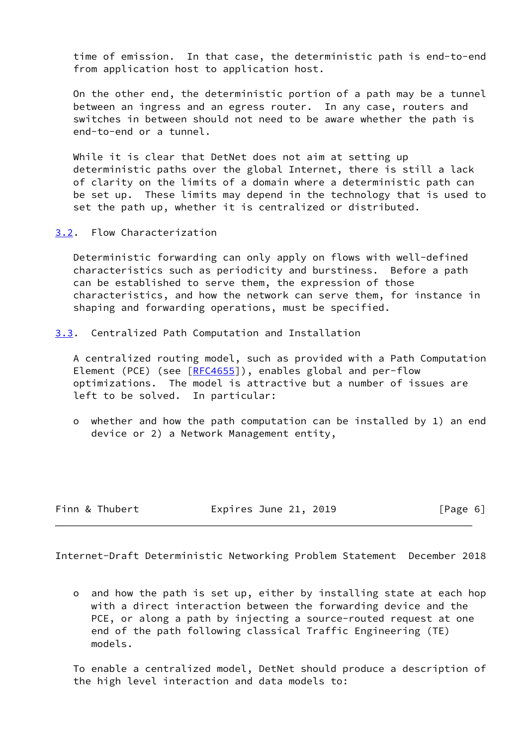time of emission. In that case, the deterministic path is end-to-end from application host to application host.

On the other end, the deterministic portion of a path may be a tunnel between an ingress and an egress router. In any case, routers and switches in between should not need to be aware whether the path is end-to-end or a tunnel.

While it is clear that DetNet does not aim at setting up deterministic paths over the global Internet, there is still a lack of clarity on the limits of a domain where a deterministic path can be set up. These limits may depend in the technology that is used to set the path up, whether it is centralized or distributed.

## 3.2. Flow Characterization

Deterministic forwarding can only apply on flows with well-defined characteristics such as periodicity and burstiness. Before a path can be established to serve them, the expression of those characteristics, and how the network can serve them, for instance in shaping and forwarding operations, must be specified.

## 3.3. Centralized Path Computation and Installation

A centralized routing model, such as provided with a Path Computation Element (PCE) (see [RFC4655]), enables global and per-flow optimizations. The model is attractive but a number of issues are left to be solved. In particular:

- whether and how the path computation can be installed by 1) an end device or 2) a Network Management entity,
- and how the path is set up, either by installing state at each hop with a direct interaction between the forwarding device and the PCE, or along a path by injecting a source-routed request at one end of the path following classical Traffic Engineering (TE) models.

To enable a centralized model, DetNet should produce a description of the high level interaction and data models to: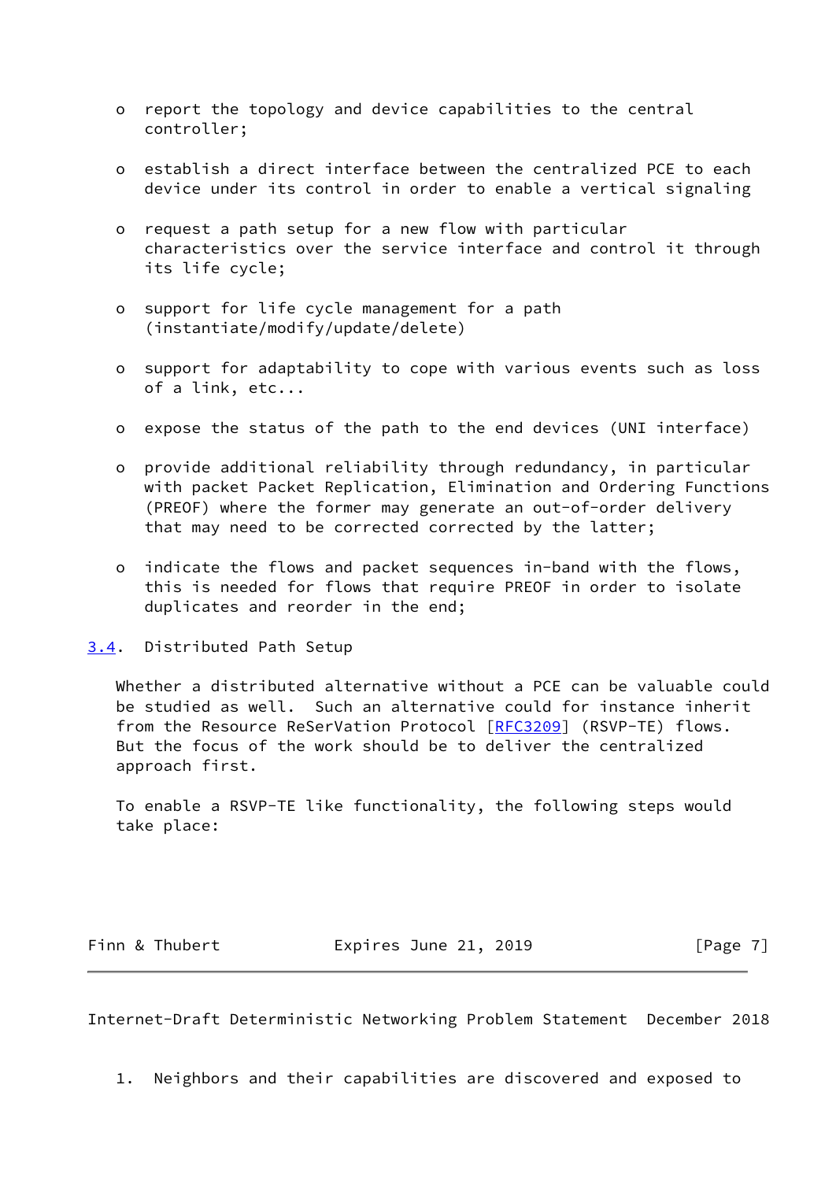- report the topology and device capabilities to the central controller;

- establish a direct interface between the centralized PCE to each device under its control in order to enable a vertical signaling

- request a path setup for a new flow with particular characteristics over the service interface and control it through its life cycle;

- support for life cycle management for a path (instantiate/modify/update/delete)

- support for adaptability to cope with various events such as loss of a link, etc...

- expose the status of the path to the end devices (UNI interface)

- provide additional reliability through redundancy, in particular with packet Packet Replication, Elimination and Ordering Functions (PREOF) where the former may generate an out-of-order delivery that may need to be corrected corrected by the latter;

- indicate the flows and packet sequences in-band with the flows, this is needed for flows that require PREOF in order to isolate duplicates and reorder in the end;

### 3.4. Distributed Path Setup

Whether a distributed alternative without a PCE can be valuable could be studied as well. Such an alternative could for instance inherit from the Resource ReSerVation Protocol [RFC3209] (RSVP-TE) flows. But the focus of the work should be to deliver the centralized approach first.

To enable a RSVP-TE like functionality, the following steps would take place:

1. Neighbors and their capabilities are discovered and exposed to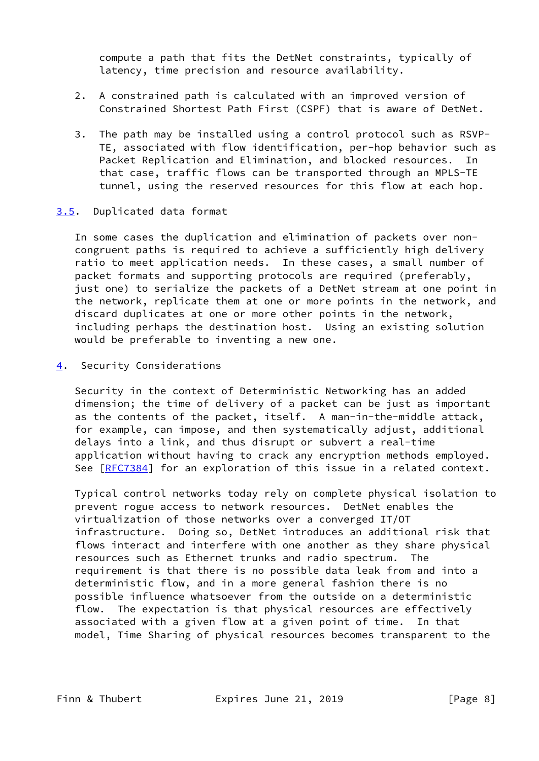compute a path that fits the DetNet constraints, typically of latency, time precision and resource availability.

2. A constrained path is calculated with an improved version of Constrained Shortest Path First (CSPF) that is aware of DetNet.

3. The path may be installed using a control protocol such as RSVP-TE, associated with flow identification, per-hop behavior such as Packet Replication and Elimination, and blocked resources. In that case, traffic flows can be transported through an MPLS-TE tunnel, using the reserved resources for this flow at each hop.

### 3.5. Duplicated data format

In some cases the duplication and elimination of packets over non-congruent paths is required to achieve a sufficiently high delivery ratio to meet application needs. In these cases, a small number of packet formats and supporting protocols are required (preferably, just one) to serialize the packets of a DetNet stream at one point in the network, replicate them at one or more points in the network, and discard duplicates at one or more other points in the network, including perhaps the destination host. Using an existing solution would be preferable to inventing a new one.

## 4. Security Considerations

Security in the context of Deterministic Networking has an added dimension; the time of delivery of a packet can be just as important as the contents of the packet, itself. A man-in-the-middle attack, for example, can impose, and then systematically adjust, additional delays into a link, and thus disrupt or subvert a real-time application without having to crack any encryption methods employed. See [RFC7384] for an exploration of this issue in a related context.

Typical control networks today rely on complete physical isolation to prevent rogue access to network resources. DetNet enables the virtualization of those networks over a converged IT/OT infrastructure. Doing so, DetNet introduces an additional risk that flows interact and interfere with one another as they share physical resources such as Ethernet trunks and radio spectrum. The requirement is that there is no possible data leak from and into a deterministic flow, and in a more general fashion there is no possible influence whatsoever from the outside on a deterministic flow. The expectation is that physical resources are effectively associated with a given flow at a given point of time. In that model, Time Sharing of physical resources becomes transparent to the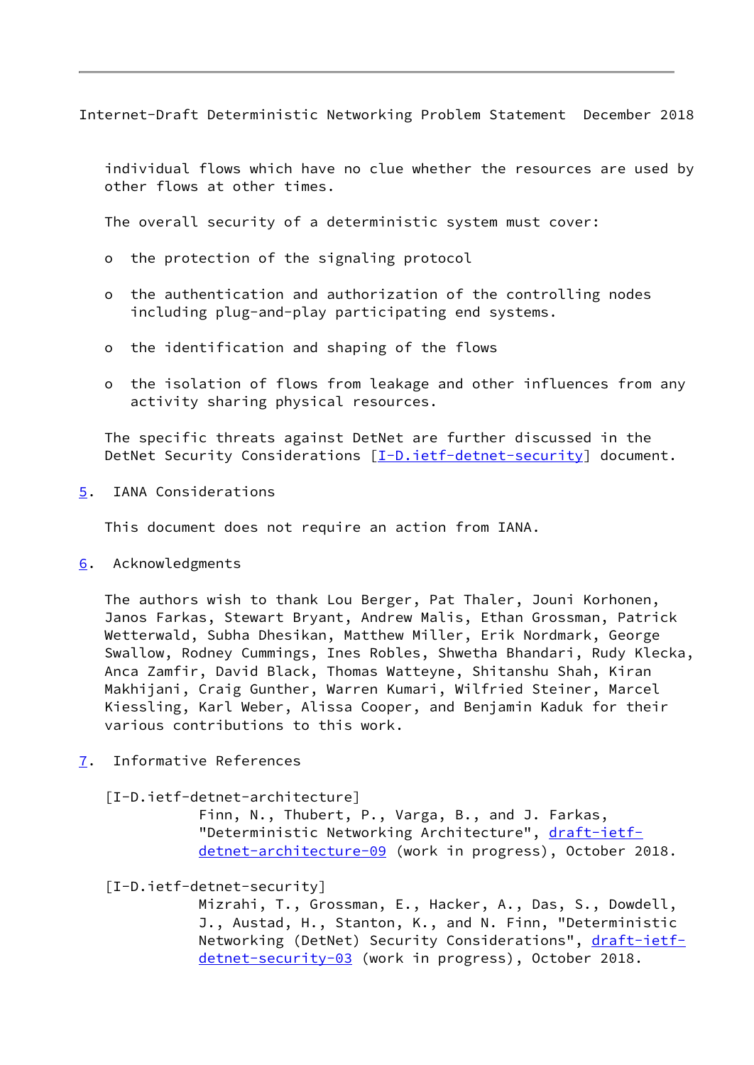individual flows which have no clue whether the resources are used by other flows at other times.

The overall security of a deterministic system must cover:

- the protection of the signaling protocol
- the authentication and authorization of the controlling nodes including plug-and-play participating end systems.
- the identification and shaping of the flows
- the isolation of flows from leakage and other influences from any activity sharing physical resources.

The specific threats against DetNet are further discussed in the DetNet Security Considerations [I-D.ietf-detnet-security] document.

## 5. IANA Considerations

This document does not require an action from IANA.

## 6. Acknowledgments

The authors wish to thank Lou Berger, Pat Thaler, Jouni Korhonen, Janos Farkas, Stewart Bryant, Andrew Malis, Ethan Grossman, Patrick Wetterwald, Subha Dhesikan, Matthew Miller, Erik Nordmark, George Swallow, Rodney Cummings, Ines Robles, Shwetha Bhandari, Rudy Klecka, Anca Zamfir, David Black, Thomas Watteyne, Shitanshu Shah, Kiran Makhijani, Craig Gunther, Warren Kumari, Wilfried Steiner, Marcel Kiessling, Karl Weber, Alissa Cooper, and Benjamin Kaduk for their various contributions to this work.

## 7. Informative References

[I-D.ietf-detnet-architecture]
Finn, N., Thubert, P., Varga, B., and J. Farkas, "Deterministic Networking Architecture", draft-ietf-detnet-architecture-09 (work in progress), October 2018.

[I-D.ietf-detnet-security]
Mizrahi, T., Grossman, E., Hacker, A., Das, S., Dowdell, J., Austad, H., Stanton, K., and N. Finn, "Deterministic Networking (DetNet) Security Considerations", draft-ietf-detnet-security-03 (work in progress), October 2018.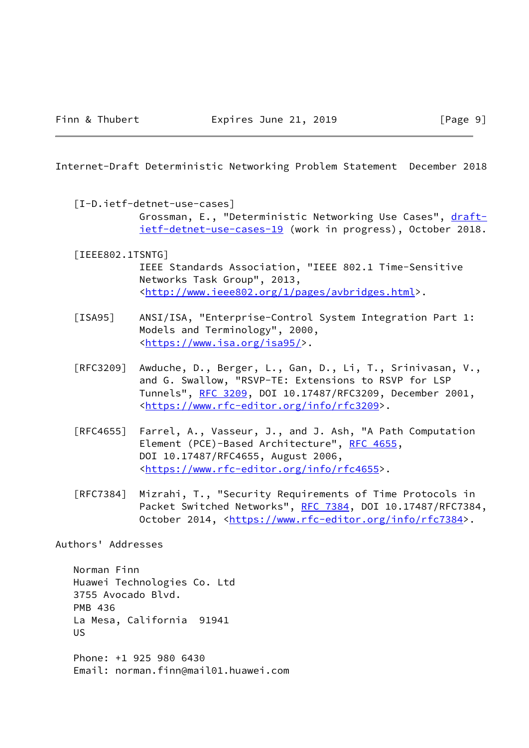[I-D.ietf-detnet-use-cases]
Grossman, E., "Deterministic Networking Use Cases", draft-ietf-detnet-use-cases-19 (work in progress), October 2018.

[IEEE802.1TSNTG]
IEEE Standards Association, "IEEE 802.1 Time-Sensitive Networks Task Group", 2013, <http://www.ieee802.org/1/pages/avbridges.html>.

[ISA95]
ANSI/ISA, "Enterprise-Control System Integration Part 1: Models and Terminology", 2000, <https://www.isa.org/isa95/>.

[RFC3209]
Awduche, D., Berger, L., Gan, D., Li, T., Srinivasan, V., and G. Swallow, "RSVP-TE: Extensions to RSVP for LSP Tunnels", RFC 3209, DOI 10.17487/RFC3209, December 2001, <https://www.rfc-editor.org/info/rfc3209>.

[RFC4655]
Farrel, A., Vasseur, J., and J. Ash, "A Path Computation Element (PCE)-Based Architecture", RFC 4655, DOI 10.17487/RFC4655, August 2006, <https://www.rfc-editor.org/info/rfc4655>.

[RFC7384]
Mizrahi, T., "Security Requirements of Time Protocols in Packet Switched Networks", RFC 7384, DOI 10.17487/RFC7384, October 2014, <https://www.rfc-editor.org/info/rfc7384>.

## Authors' Addresses

Norman Finn
Huawei Technologies Co. Ltd
3755 Avocado Blvd.
PMB 436
La Mesa, California  91941
US

Phone: +1 925 980 6430
Email: norman.finn@mail01.huawei.com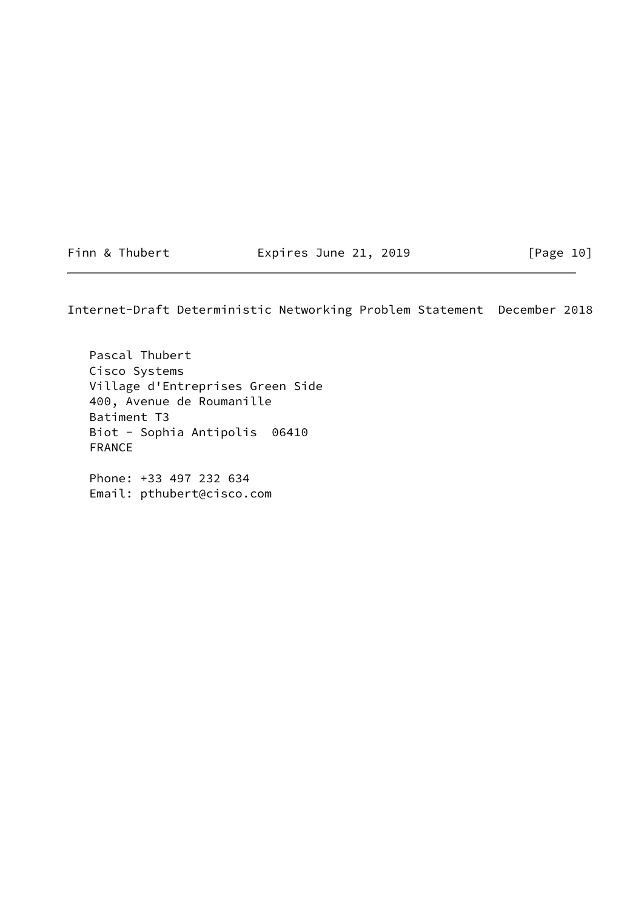Pascal Thubert
Cisco Systems
Village d'Entreprises Green Side
400, Avenue de Roumanille
Batiment T3
Biot - Sophia Antipolis  06410
FRANCE

Phone: +33 497 232 634
Email: pthubert@cisco.com